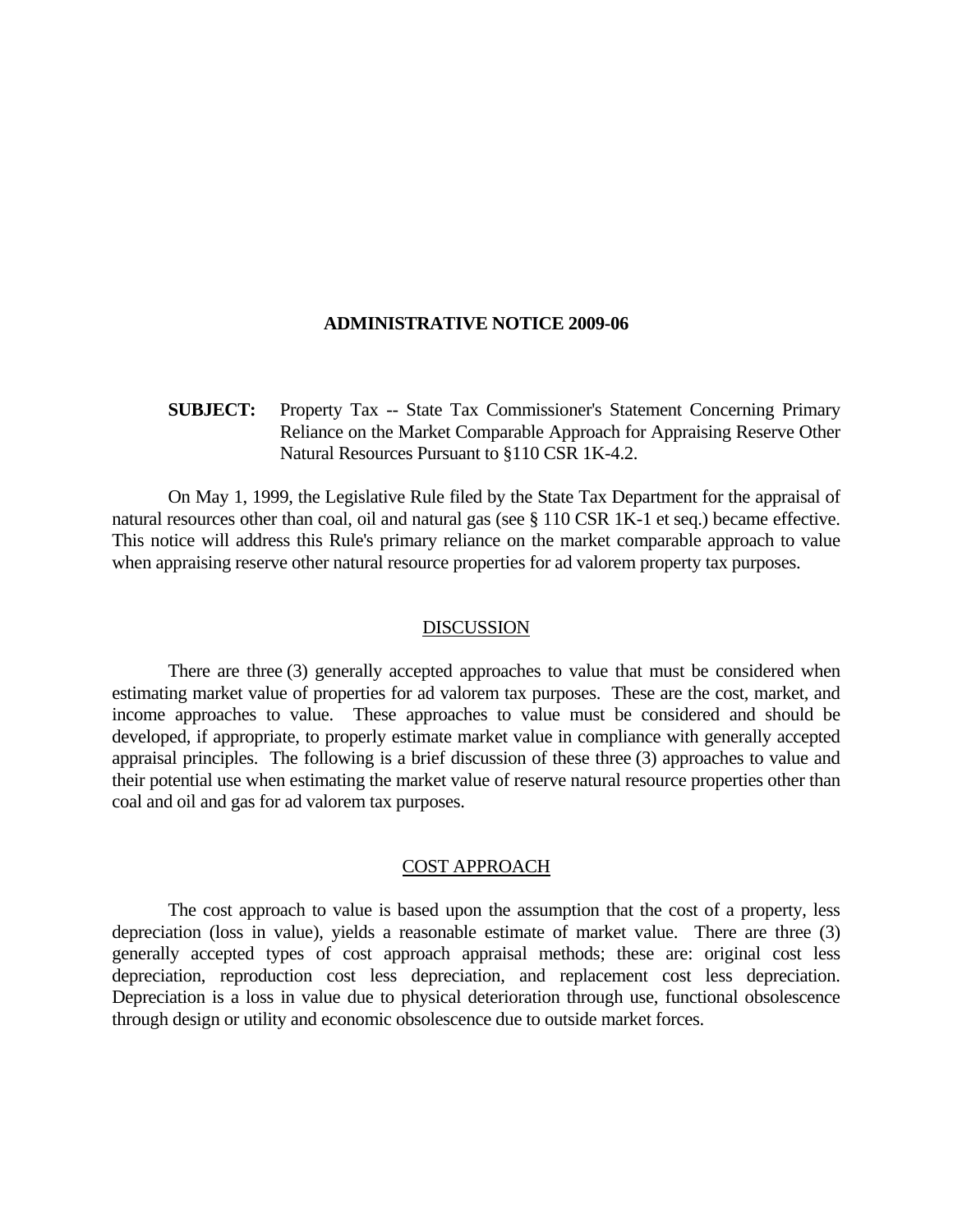# ADMINISTRATIVE NOTICE 2009-06

**SUBJECT:** Property Tax -- State Tax Commissioner's Statement Concerning Primary Reliance on the Market Comparable Approach for Appraising Reserve Other Natural Resources Pursuant to §110 CSR 1K-4.2.

On May 1, 1999, the Legislative Rule filed by the State Tax Department for the appraisal of natural resources other than coal, oil and natural gas (see § 110 CSR 1K-1 et seq.) became effective. This notice will address this Rule's primary reliance on the market comparable approach to value when appraising reserve other natural resource properties for ad valorem property tax purposes.

## DISCUSSION

There are three (3) generally accepted approaches to value that must be considered when estimating market value of properties for ad valorem tax purposes. These are the cost, market, and income approaches to value. These approaches to value must be considered and should be developed, if appropriate, to properly estimate market value in compliance with generally accepted appraisal principles. The following is a brief discussion of these three (3) approaches to value and their potential use when estimating the market value of reserve natural resource properties other than coal and oil and gas for ad valorem tax purposes.

## COST APPROACH

The cost approach to value is based upon the assumption that the cost of a property, less depreciation (loss in value), yields a reasonable estimate of market value. There are three (3) generally accepted types of cost approach appraisal methods; these are: original cost less depreciation, reproduction cost less depreciation, and replacement cost less depreciation. Depreciation is a loss in value due to physical deterioration through use, functional obsolescence through design or utility and economic obsolescence due to outside market forces.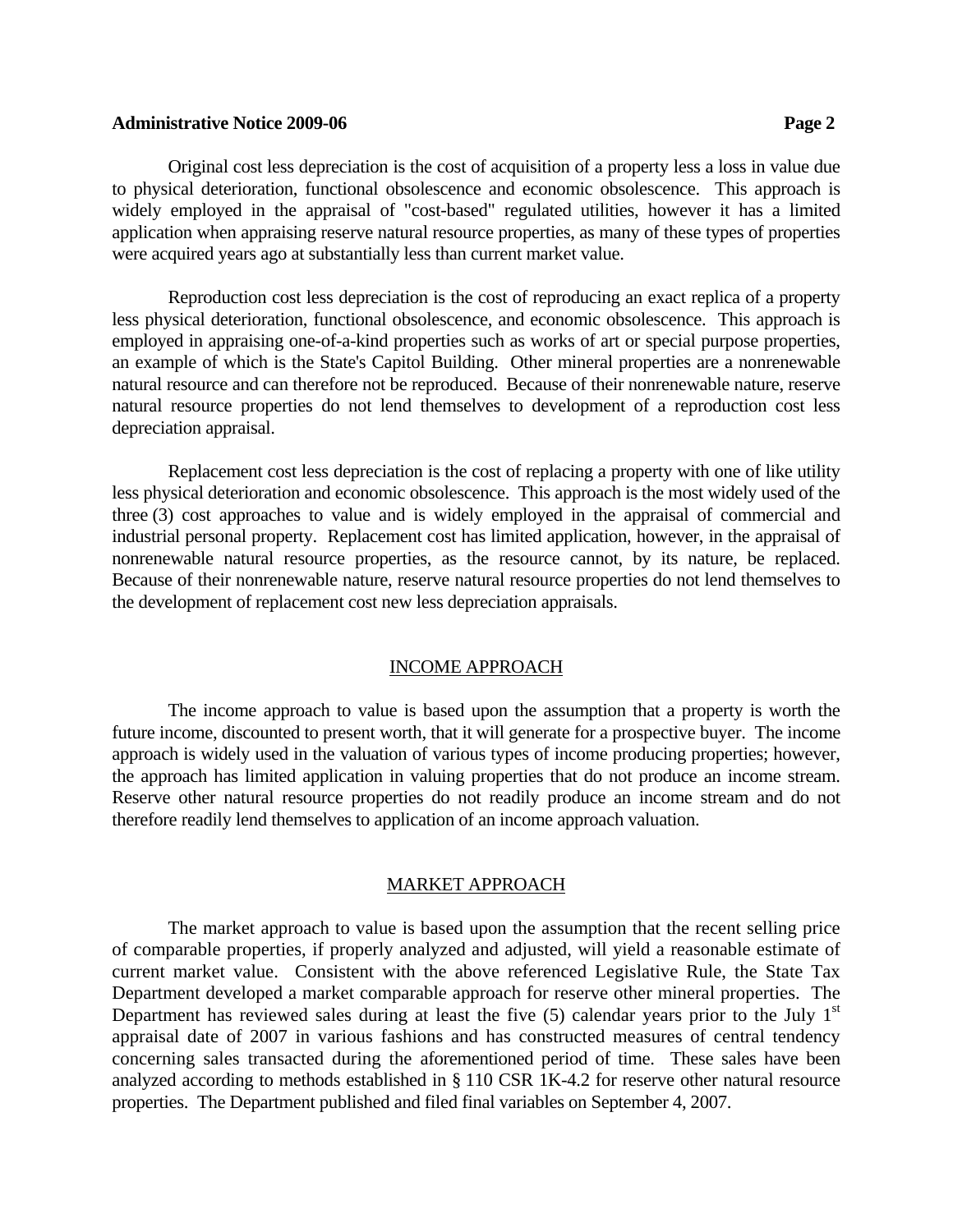Original cost less depreciation is the cost of acquisition of a property less a loss in value due to physical deterioration, functional obsolescence and economic obsolescence. This approach is widely employed in the appraisal of "cost-based" regulated utilities, however it has a limited application when appraising reserve natural resource properties, as many of these types of properties were acquired years ago at substantially less than current market value.

Reproduction cost less depreciation is the cost of reproducing an exact replica of a property less physical deterioration, functional obsolescence, and economic obsolescence. This approach is employed in appraising one-of-a-kind properties such as works of art or special purpose properties, an example of which is the State's Capitol Building. Other mineral properties are a nonrenewable natural resource and can therefore not be reproduced. Because of their nonrenewable nature, reserve natural resource properties do not lend themselves to development of a reproduction cost less depreciation appraisal.

Replacement cost less depreciation is the cost of replacing a property with one of like utility less physical deterioration and economic obsolescence. This approach is the most widely used of the three (3) cost approaches to value and is widely employed in the appraisal of commercial and industrial personal property. Replacement cost has limited application, however, in the appraisal of nonrenewable natural resource properties, as the resource cannot, by its nature, be replaced. Because of their nonrenewable nature, reserve natural resource properties do not lend themselves to the development of replacement cost new less depreciation appraisals.

## INCOME APPROACH

The income approach to value is based upon the assumption that a property is worth the future income, discounted to present worth, that it will generate for a prospective buyer. The income approach is widely used in the valuation of various types of income producing properties; however, the approach has limited application in valuing properties that do not produce an income stream. Reserve other natural resource properties do not readily produce an income stream and do not therefore readily lend themselves to application of an income approach valuation.

## MARKET APPROACH

The market approach to value is based upon the assumption that the recent selling price of comparable properties, if properly analyzed and adjusted, will yield a reasonable estimate of current market value. Consistent with the above referenced Legislative Rule, the State Tax Department developed a market comparable approach for reserve other mineral properties. The Department has reviewed sales during at least the five (5) calendar years prior to the July 1st appraisal date of 2007 in various fashions and has constructed measures of central tendency concerning sales transacted during the aforementioned period of time. These sales have been analyzed according to methods established in § 110 CSR 1K-4.2 for reserve other natural resource properties. The Department published and filed final variables on September 4, 2007.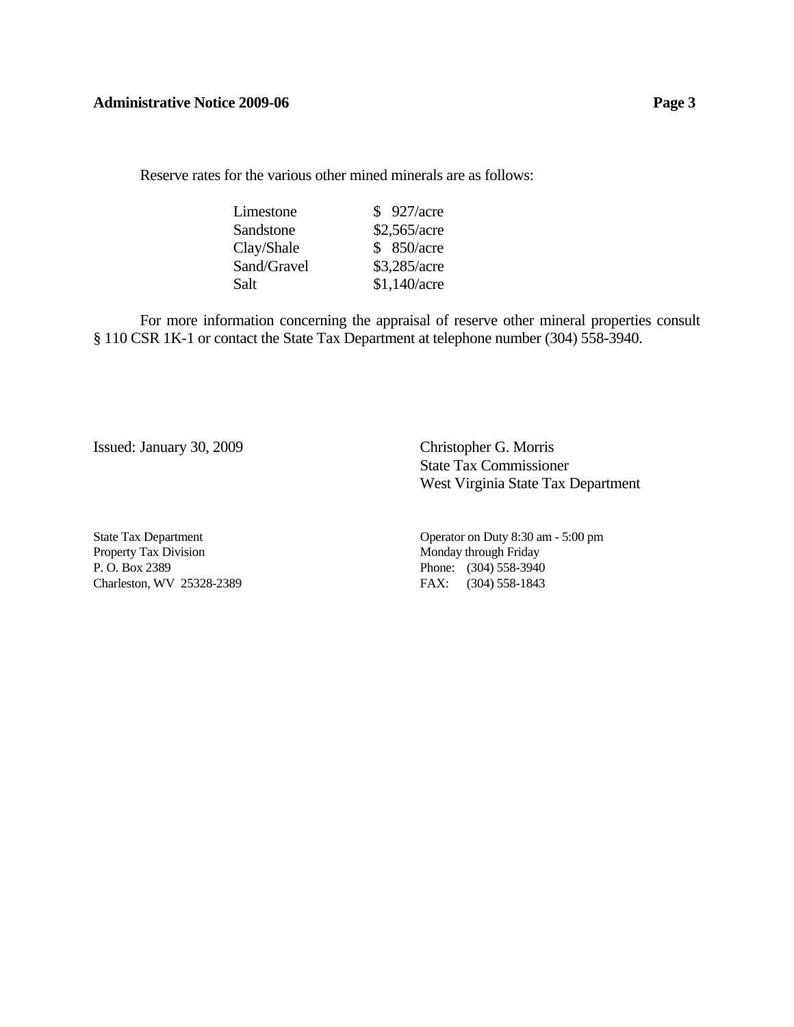Reserve rates for the various other mined minerals are as follows:

| | |
|---|---|
| Limestone | $ 927/acre |
| Sandstone | $2,565/acre |
| Clay/Shale | $ 850/acre |
| Sand/Gravel | $3,285/acre |
| Salt | $1,140/acre |

For more information concerning the appraisal of reserve other mineral properties consult § 110 CSR 1K-1 or contact the State Tax Department at telephone number (304) 558-3940.

Issued: January 30, 2009

Christopher G. Morris
State Tax Commissioner
West Virginia State Tax Department

State Tax Department
Property Tax Division
P. O. Box 2389
Charleston, WV 25328-2389

Operator on Duty 8:30 am - 5:00 pm
Monday through Friday
Phone: (304) 558-3940
FAX: (304) 558-1843